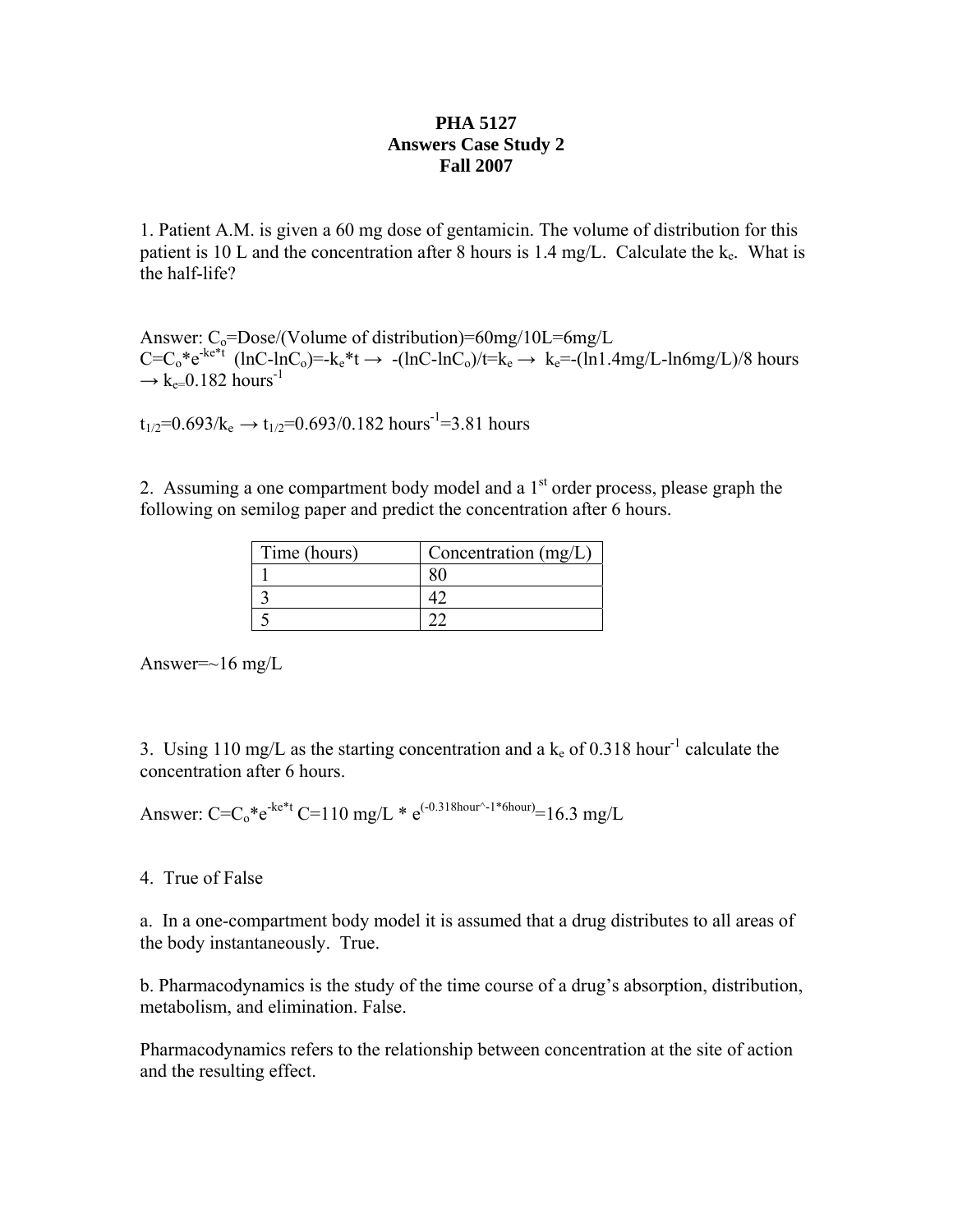# PHA 5127
## Answers Case Study 2
### Fall 2007

1. Patient A.M. is given a 60 mg dose of gentamicin. The volume of distribution for this patient is 10 L and the concentration after 8 hours is 1.4 mg/L. Calculate the $k_e$. What is the half-life?

Answer: $C_o$=Dose/(Volume of distribution)=60mg/10L=6mg/L

$C=C_o*e^{-ke*t}$ $(lnC-lnC_o)=-k_e*t \rightarrow -(lnC-lnC_o)/t=k_e \rightarrow k_e=-(ln1.4mg/L-ln6mg/L)/8$ hours $\rightarrow k_{e=}0.182$ hours$^{-1}$

$t_{1/2}=0.693/k_e \rightarrow t_{1/2}=0.693/0.182$ hours$^{-1}$=3.81 hours

2. Assuming a one compartment body model and a 1st order process, please graph the following on semilog paper and predict the concentration after 6 hours.

| Time (hours) | Concentration (mg/L) |
|---|---|
| 1 | 80 |
| 3 | 42 |
| 5 | 22 |

Answer=~16 mg/L

3. Using 110 mg/L as the starting concentration and a $k_e$ of 0.318 hour$^{-1}$ calculate the concentration after 6 hours.

Answer: $C=C_o*e^{-ke*t}$ C=110 mg/L * $e^{(-0.318hour^{\wedge}-1*6hour)}$=16.3 mg/L

4. True of False

a. In a one-compartment body model it is assumed that a drug distributes to all areas of the body instantaneously. True.

b. Pharmacodynamics is the study of the time course of a drug's absorption, distribution, metabolism, and elimination. False.

Pharmacodynamics refers to the relationship between concentration at the site of action and the resulting effect.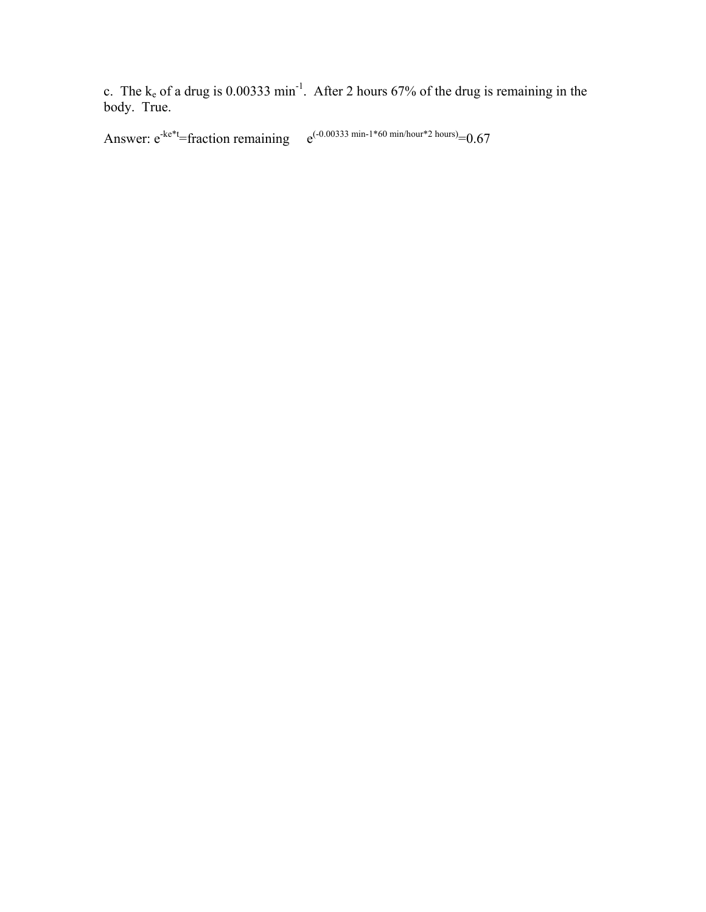c. The $k_e$ of a drug is 0.00333 $min^{-1}$. After 2 hours 67% of the drug is remaining in the body. True.

Answer: $e^{-ke*t}$=fraction remaining $e^{(-0.00333\ min^{-1}*60\ min/hour*2\ hours)}$=0.67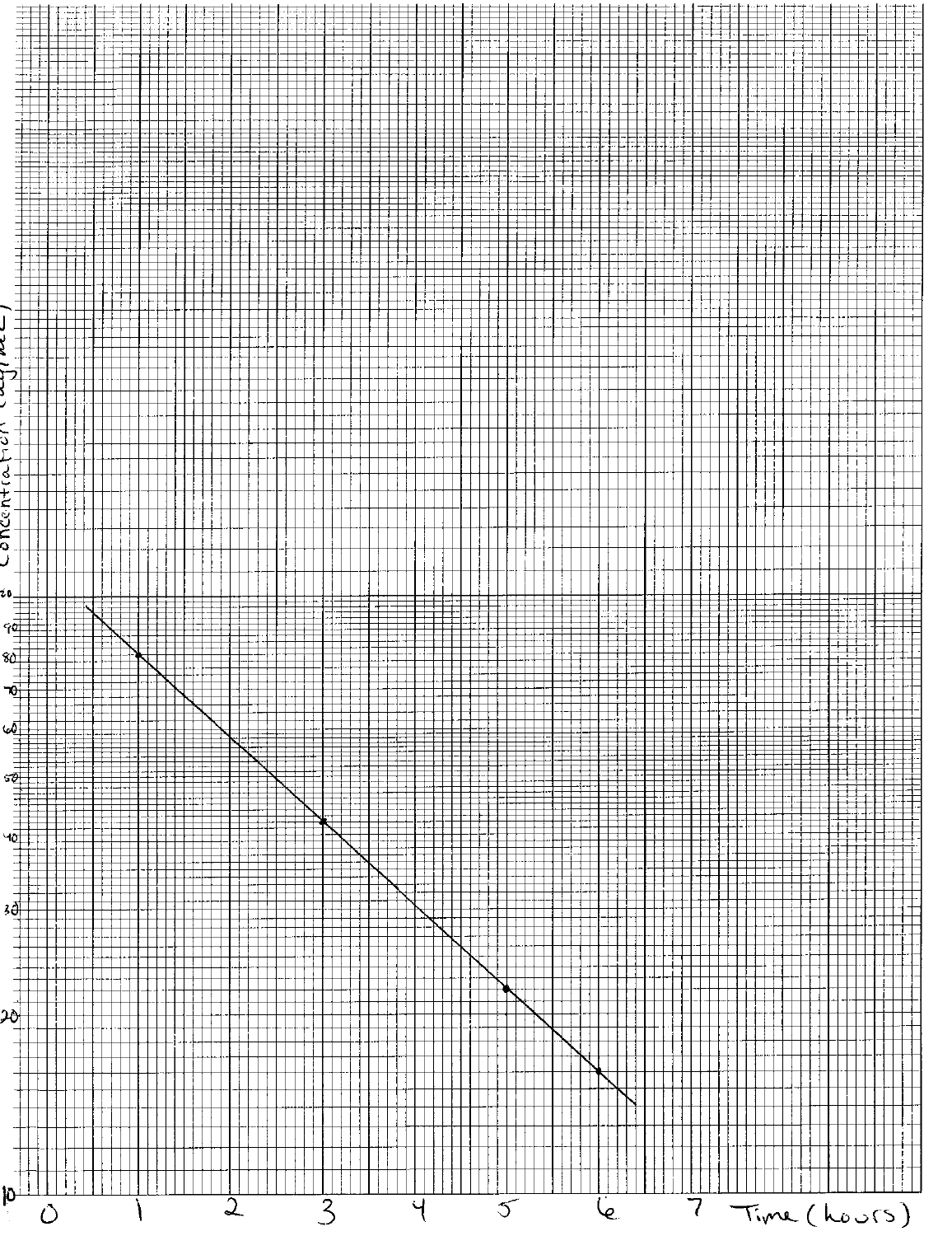Concentration (ug/mL)

20
90
80
70
60
50
40
30
20
10

0 1 2 3 4 5 6 7 Time (hours)